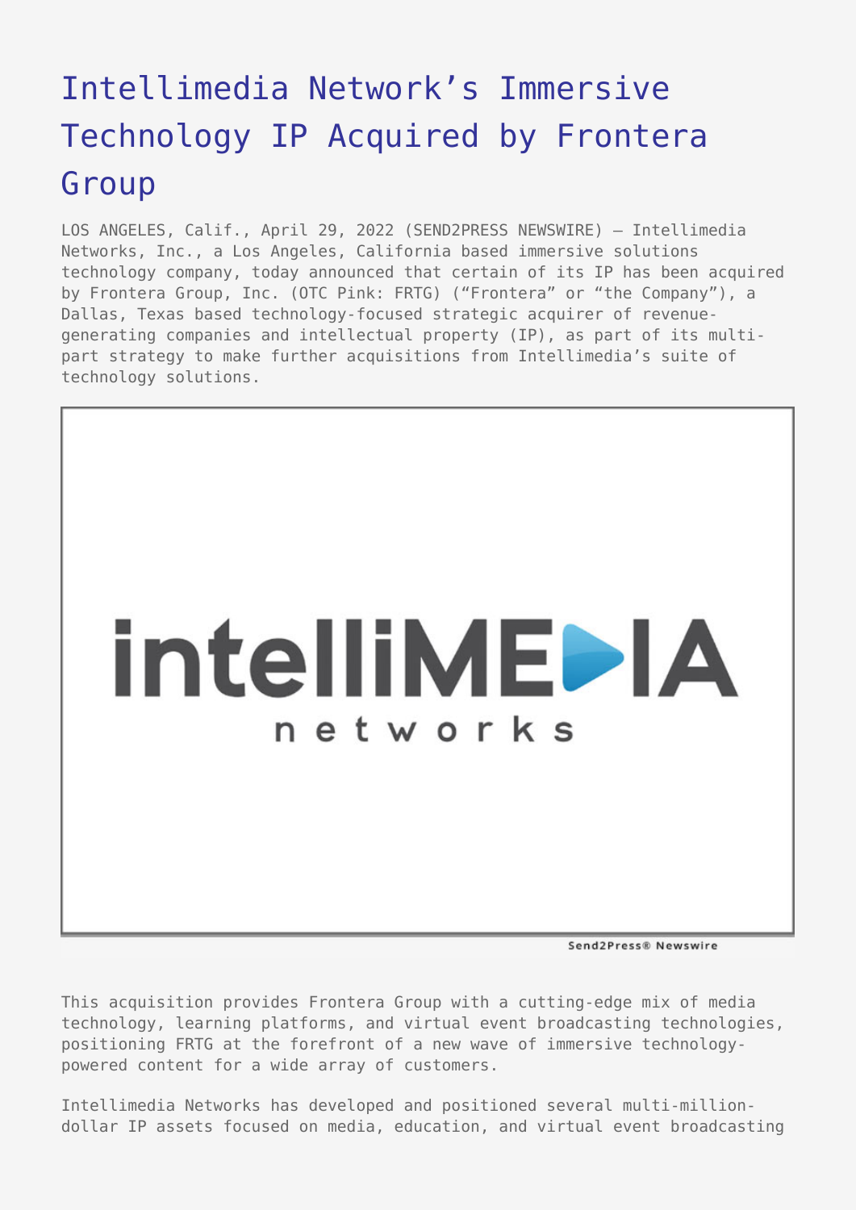# Intellimedia Network's Immersive Technology IP Acquired by Frontera Group

LOS ANGELES, Calif., April 29, 2022 (SEND2PRESS NEWSWIRE) — Intellimedia Networks, Inc., a Los Angeles, California based immersive solutions technology company, today announced that certain of its IP has been acquired by Frontera Group, Inc. (OTC Pink: FRTG) ("Frontera" or "the Company"), a Dallas, Texas based technology-focused strategic acquirer of revenue-generating companies and intellectual property (IP), as part of its multi-part strategy to make further acquisitions from Intellimedia's suite of technology solutions.

This acquisition provides Frontera Group with a cutting-edge mix of media technology, learning platforms, and virtual event broadcasting technologies, positioning FRTG at the forefront of a new wave of immersive technology-powered content for a wide array of customers.

Intellimedia Networks has developed and positioned several multi-million-dollar IP assets focused on media, education, and virtual event broadcasting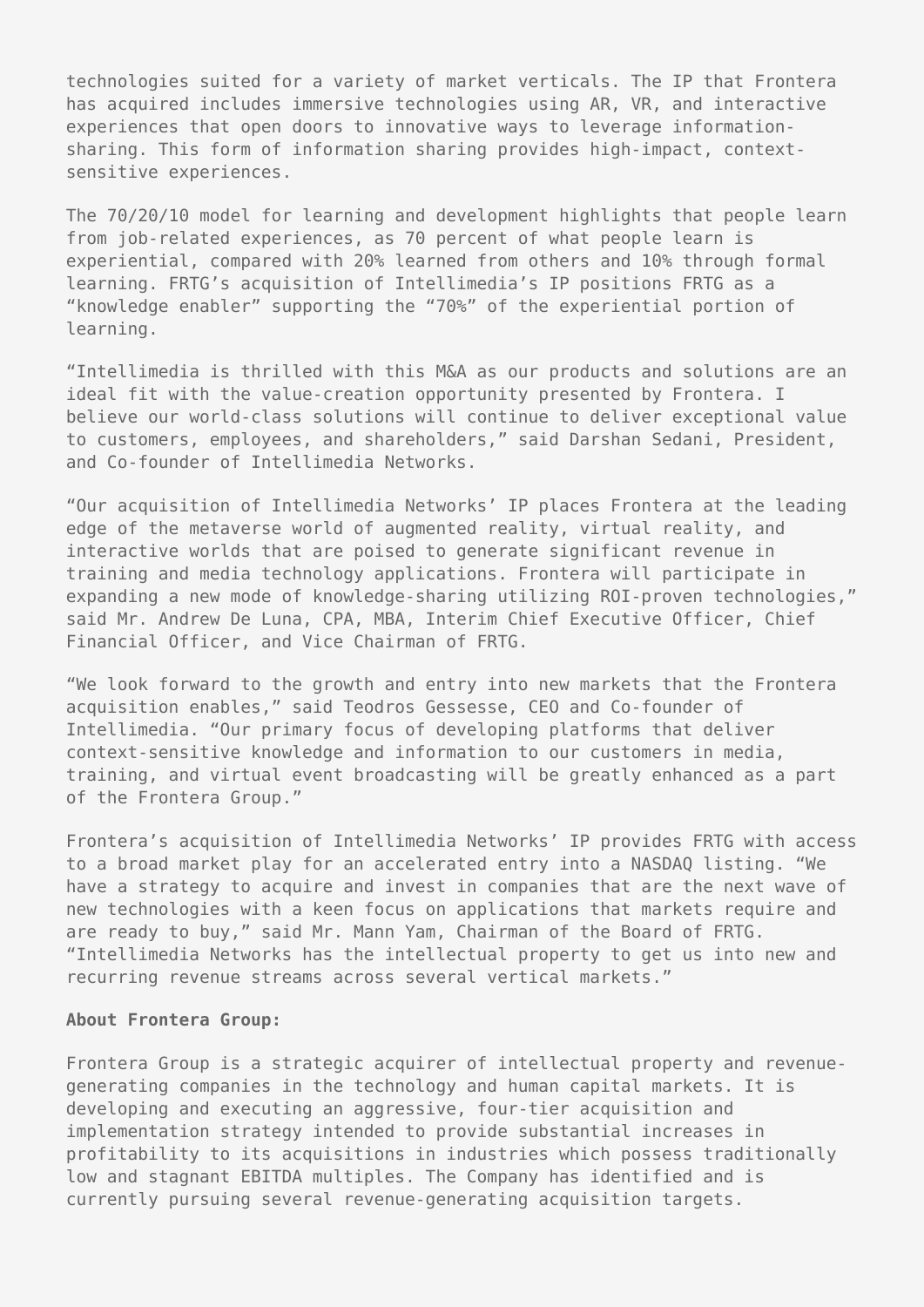technologies suited for a variety of market verticals. The IP that Frontera has acquired includes immersive technologies using AR, VR, and interactive experiences that open doors to innovative ways to leverage information-sharing. This form of information sharing provides high-impact, context-sensitive experiences.

The 70/20/10 model for learning and development highlights that people learn from job-related experiences, as 70 percent of what people learn is experiential, compared with 20% learned from others and 10% through formal learning. FRTG's acquisition of Intellimedia's IP positions FRTG as a "knowledge enabler" supporting the "70%" of the experiential portion of learning.

"Intellimedia is thrilled with this M&A as our products and solutions are an ideal fit with the value-creation opportunity presented by Frontera. I believe our world-class solutions will continue to deliver exceptional value to customers, employees, and shareholders," said Darshan Sedani, President, and Co-founder of Intellimedia Networks.

"Our acquisition of Intellimedia Networks' IP places Frontera at the leading edge of the metaverse world of augmented reality, virtual reality, and interactive worlds that are poised to generate significant revenue in training and media technology applications. Frontera will participate in expanding a new mode of knowledge-sharing utilizing ROI-proven technologies," said Mr. Andrew De Luna, CPA, MBA, Interim Chief Executive Officer, Chief Financial Officer, and Vice Chairman of FRTG.

"We look forward to the growth and entry into new markets that the Frontera acquisition enables," said Teodros Gessesse, CEO and Co-founder of Intellimedia. "Our primary focus of developing platforms that deliver context-sensitive knowledge and information to our customers in media, training, and virtual event broadcasting will be greatly enhanced as a part of the Frontera Group."

Frontera's acquisition of Intellimedia Networks' IP provides FRTG with access to a broad market play for an accelerated entry into a NASDAQ listing. "We have a strategy to acquire and invest in companies that are the next wave of new technologies with a keen focus on applications that markets require and are ready to buy," said Mr. Mann Yam, Chairman of the Board of FRTG. "Intellimedia Networks has the intellectual property to get us into new and recurring revenue streams across several vertical markets."

**About Frontera Group:**

Frontera Group is a strategic acquirer of intellectual property and revenue-generating companies in the technology and human capital markets. It is developing and executing an aggressive, four-tier acquisition and implementation strategy intended to provide substantial increases in profitability to its acquisitions in industries which possess traditionally low and stagnant EBITDA multiples. The Company has identified and is currently pursuing several revenue-generating acquisition targets.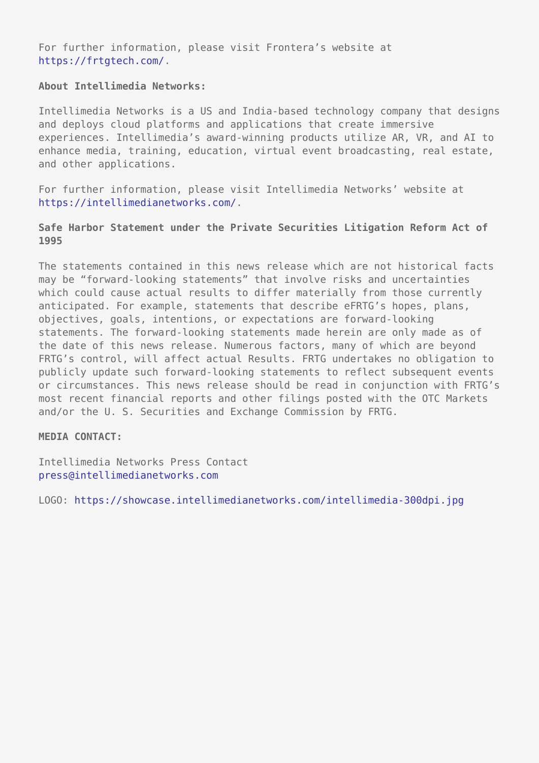For further information, please visit Frontera's website at https://frtgtech.com/.

**About Intellimedia Networks:**

Intellimedia Networks is a US and India-based technology company that designs and deploys cloud platforms and applications that create immersive experiences. Intellimedia's award-winning products utilize AR, VR, and AI to enhance media, training, education, virtual event broadcasting, real estate, and other applications.

For further information, please visit Intellimedia Networks' website at https://intellimedianetworks.com/.

**Safe Harbor Statement under the Private Securities Litigation Reform Act of 1995**

The statements contained in this news release which are not historical facts may be "forward-looking statements" that involve risks and uncertainties which could cause actual results to differ materially from those currently anticipated. For example, statements that describe eFRTG's hopes, plans, objectives, goals, intentions, or expectations are forward-looking statements. The forward-looking statements made herein are only made as of the date of this news release. Numerous factors, many of which are beyond FRTG's control, will affect actual Results. FRTG undertakes no obligation to publicly update such forward-looking statements to reflect subsequent events or circumstances. This news release should be read in conjunction with FRTG's most recent financial reports and other filings posted with the OTC Markets and/or the U. S. Securities and Exchange Commission by FRTG.

**MEDIA CONTACT:**

Intellimedia Networks Press Contact
press@intellimedianetworks.com

LOGO: https://showcase.intellimedianetworks.com/intellimedia-300dpi.jpg